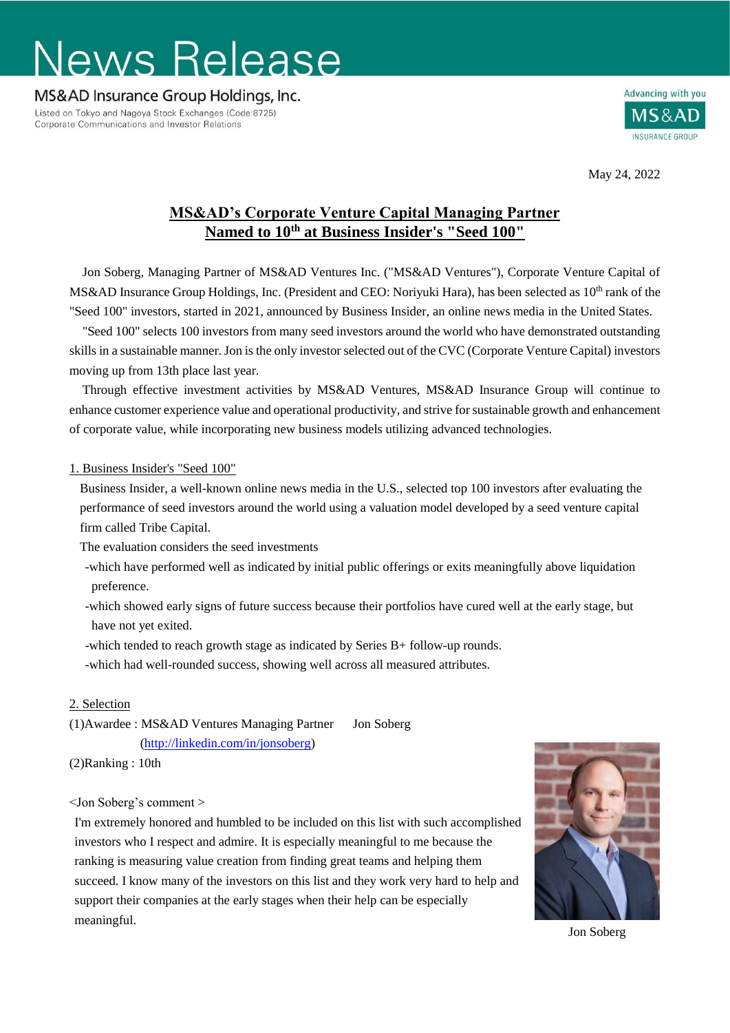# News Release

**MS&AD Insurance Group Holdings, Inc.**

Listed on Tokyo and Nagoya Stock Exchanges (Code:8725)
Corporate Communications and Investor Relations

May 24, 2022

## MS&AD's Corporate Venture Capital Managing Partner Named to 10th at Business Insider's "Seed 100"

Jon Soberg, Managing Partner of MS&AD Ventures Inc. ("MS&AD Ventures"), Corporate Venture Capital of MS&AD Insurance Group Holdings, Inc. (President and CEO: Noriyuki Hara), has been selected as 10th rank of the "Seed 100" investors, started in 2021, announced by Business Insider, an online news media in the United States.

"Seed 100" selects 100 investors from many seed investors around the world who have demonstrated outstanding skills in a sustainable manner. Jon is the only investor selected out of the CVC (Corporate Venture Capital) investors moving up from 13th place last year.

Through effective investment activities by MS&AD Ventures, MS&AD Insurance Group will continue to enhance customer experience value and operational productivity, and strive for sustainable growth and enhancement of corporate value, while incorporating new business models utilizing advanced technologies.

### 1. Business Insider's "Seed 100"

Business Insider, a well-known online news media in the U.S., selected top 100 investors after evaluating the performance of seed investors around the world using a valuation model developed by a seed venture capital firm called Tribe Capital.

The evaluation considers the seed investments

- -which have performed well as indicated by initial public offerings or exits meaningfully above liquidation preference.
- -which showed early signs of future success because their portfolios have cured well at the early stage, but have not yet exited.
- -which tended to reach growth stage as indicated by Series B+ follow-up rounds.
- -which had well-rounded success, showing well across all measured attributes.

### 2. Selection

(1)Awardee : MS&AD Ventures Managing Partner Jon Soberg
(http://linkedin.com/in/jonsoberg)

(2)Ranking : 10th

<Jon Soberg's comment >

I'm extremely honored and humbled to be included on this list with such accomplished investors who I respect and admire. It is especially meaningful to me because the ranking is measuring value creation from finding great teams and helping them succeed. I know many of the investors on this list and they work very hard to help and support their companies at the early stages when their help can be especially meaningful.

Jon Soberg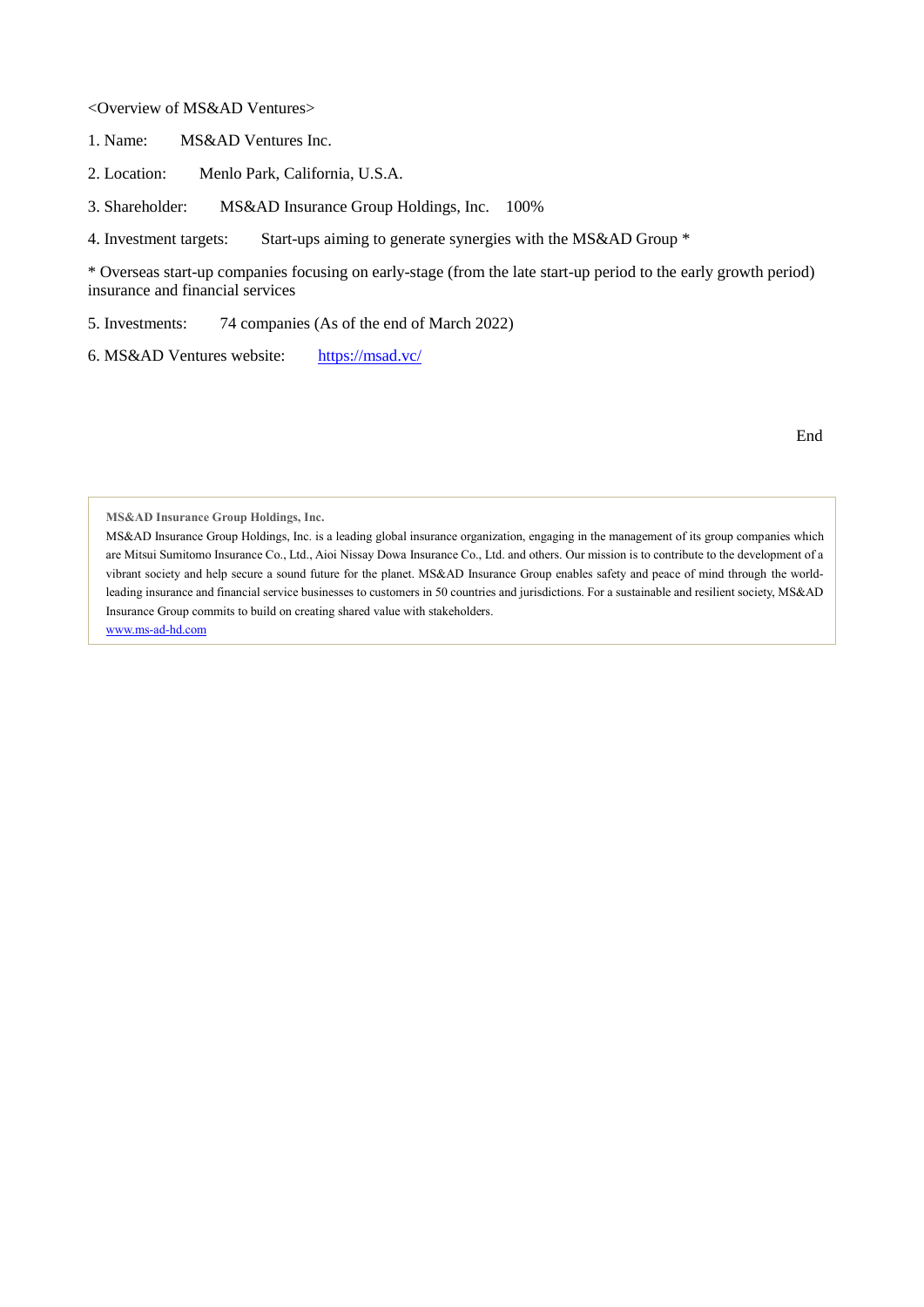<Overview of MS&AD Ventures>

1. Name: MS&AD Ventures Inc.

2. Location: Menlo Park, California, U.S.A.

3. Shareholder: MS&AD Insurance Group Holdings, Inc. 100%

4. Investment targets: Start-ups aiming to generate synergies with the MS&AD Group *

* Overseas start-up companies focusing on early-stage (from the late start-up period to the early growth period) insurance and financial services

5. Investments: 74 companies (As of the end of March 2022)

6. MS&AD Ventures website: [https://msad.vc/](https://msad.vc/)

End

---

**MS&AD Insurance Group Holdings, Inc.**

MS&AD Insurance Group Holdings, Inc. is a leading global insurance organization, engaging in the management of its group companies which are Mitsui Sumitomo Insurance Co., Ltd., Aioi Nissay Dowa Insurance Co., Ltd. and others. Our mission is to contribute to the development of a vibrant society and help secure a sound future for the planet. MS&AD Insurance Group enables safety and peace of mind through the world-leading insurance and financial service businesses to customers in 50 countries and jurisdictions. For a sustainable and resilient society, MS&AD Insurance Group commits to build on creating shared value with stakeholders.

[www.ms-ad-hd.com](http://www.ms-ad-hd.com)